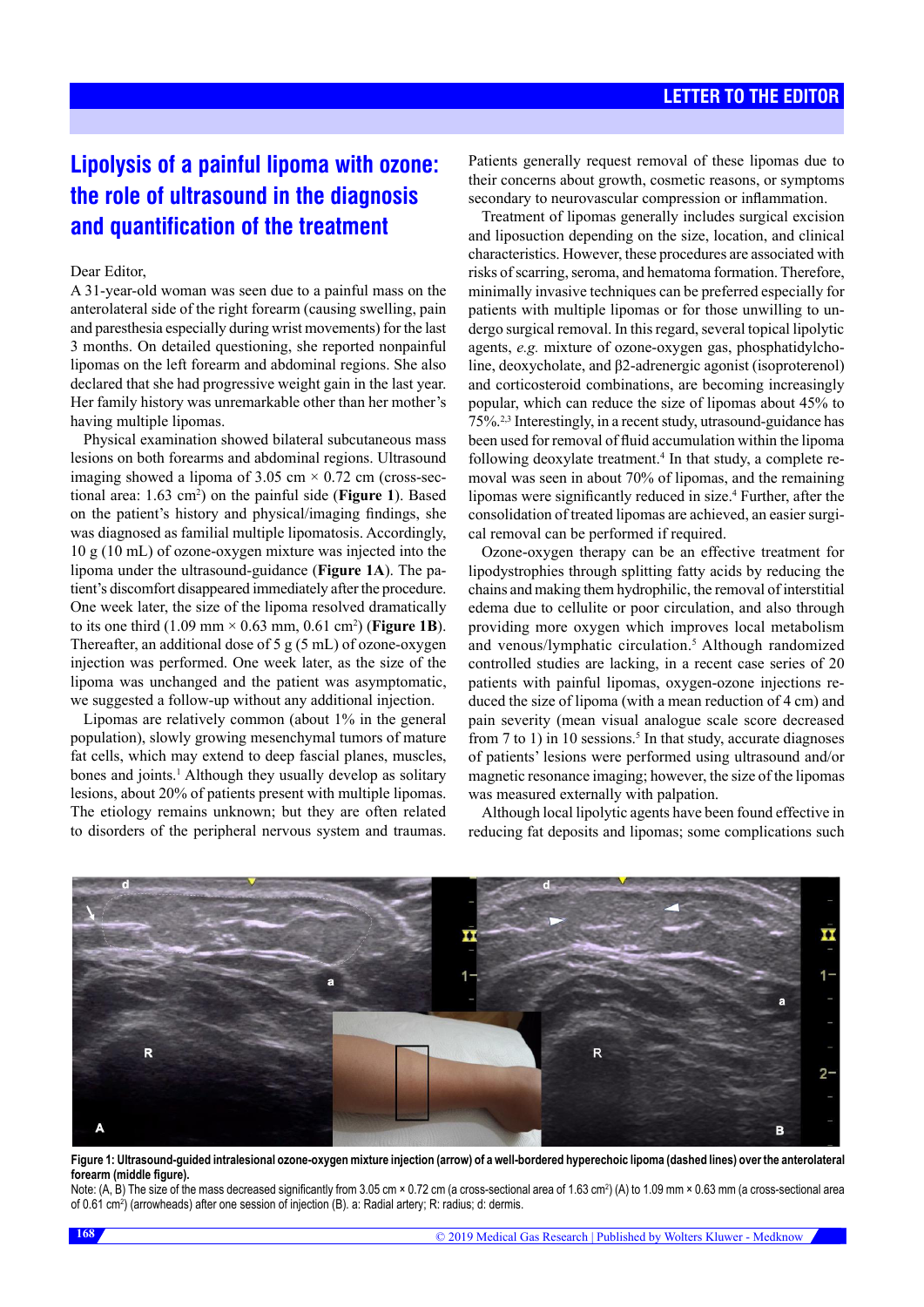LETTER TO THE EDITOR

# Lipolysis of a painful lipoma with ozone: the role of ultrasound in the diagnosis and quantification of the treatment

Dear Editor,

A 31-year-old woman was seen due to a painful mass on the anterolateral side of the right forearm (causing swelling, pain and paresthesia especially during wrist movements) for the last 3 months. On detailed questioning, she reported nonpainful lipomas on the left forearm and abdominal regions. She also declared that she had progressive weight gain in the last year. Her family history was unremarkable other than her mother's having multiple lipomas.

Physical examination showed bilateral subcutaneous mass lesions on both forearms and abdominal regions. Ultrasound imaging showed a lipoma of 3.05 cm × 0.72 cm (cross-sectional area: 1.63 $cm^2$) on the painful side (**Figure 1**). Based on the patient's history and physical/imaging findings, she was diagnosed as familial multiple lipomatosis. Accordingly, 10 g (10 mL) of ozone-oxygen mixture was injected into the lipoma under the ultrasound-guidance (**Figure 1A**). The patient's discomfort disappeared immediately after the procedure. One week later, the size of the lipoma resolved dramatically to its one third (1.09 mm × 0.63 mm, 0.61 $cm^2$) (**Figure 1B**). Thereafter, an additional dose of 5 g (5 mL) of ozone-oxygen injection was performed. One week later, as the size of the lipoma was unchanged and the patient was asymptomatic, we suggested a follow-up without any additional injection.

Lipomas are relatively common (about 1% in the general population), slowly growing mesenchymal tumors of mature fat cells, which may extend to deep fascial planes, muscles, bones and joints.[1] Although they usually develop as solitary lesions, about 20% of patients present with multiple lipomas. The etiology remains unknown; but they are often related to disorders of the peripheral nervous system and traumas. Patients generally request removal of these lipomas due to their concerns about growth, cosmetic reasons, or symptoms secondary to neurovascular compression or inflammation.

Treatment of lipomas generally includes surgical excision and liposuction depending on the size, location, and clinical characteristics. However, these procedures are associated with risks of scarring, seroma, and hematoma formation. Therefore, minimally invasive techniques can be preferred especially for patients with multiple lipomas or for those unwilling to undergo surgical removal. In this regard, several topical lipolytic agents, *e.g.* mixture of ozone-oxygen gas, phosphatidylcholine, deoxycholate, and β2-adrenergic agonist (isoproterenol) and corticosteroid combinations, are becoming increasingly popular, which can reduce the size of lipomas about 45% to 75%.[2,3] Interestingly, in a recent study, ultrasound-guidance has been used for removal of fluid accumulation within the lipoma following deoxylate treatment.[4] In that study, a complete removal was seen in about 70% of lipomas, and the remaining lipomas were significantly reduced in size.[4] Further, after the consolidation of treated lipomas are achieved, an easier surgical removal can be performed if required.

Ozone-oxygen therapy can be an effective treatment for lipodystrophies through splitting fatty acids by reducing the chains and making them hydrophilic, the removal of interstitial edema due to cellulite or poor circulation, and also through providing more oxygen which improves local metabolism and venous/lymphatic circulation.[5] Although randomized controlled studies are lacking, in a recent case series of 20 patients with painful lipomas, oxygen-ozone injections reduced the size of lipoma (with a mean reduction of 4 cm) and pain severity (mean visual analogue scale score decreased from 7 to 1) in 10 sessions.[5] In that study, accurate diagnoses of patients' lesions were performed using ultrasound and/or magnetic resonance imaging; however, the size of the lipomas was measured externally with palpation.

Although local lipolytic agents have been found effective in reducing fat deposits and lipomas; some complications such

**Figure 1: Ultrasound-guided intralesional ozone-oxygen mixture injection (arrow) of a well-bordered hyperechoic lipoma (dashed lines) over the anterolateral forearm (middle figure).**

Note: (A, B) The size of the mass decreased significantly from 3.05 cm × 0.72 cm (a cross-sectional area of 1.63 $cm^2$) (A) to 1.09 mm × 0.63 mm (a cross-sectional area of 0.61 $cm^2$) (arrowheads) after one session of injection (B). a: Radial artery; R: radius; d: dermis.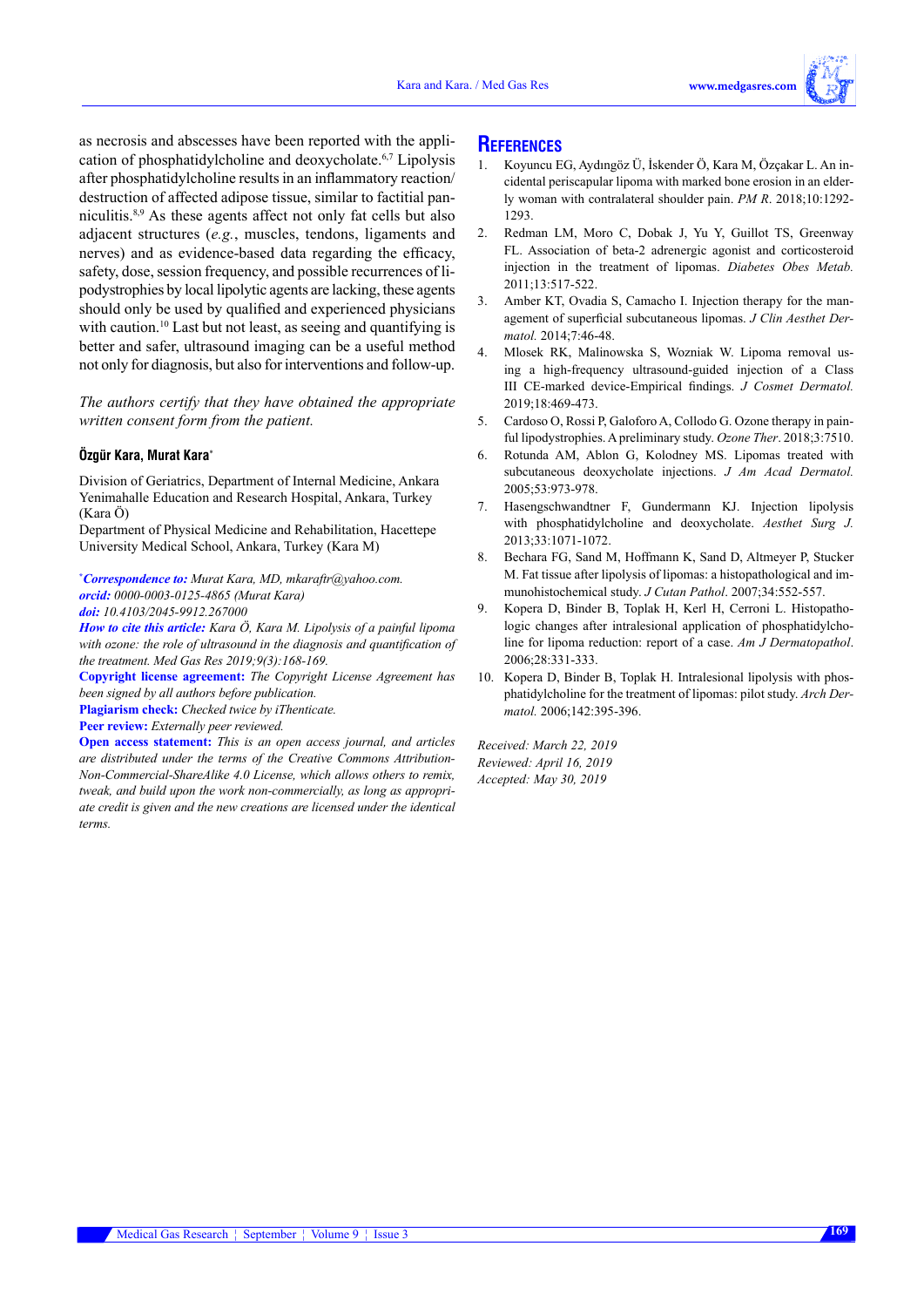as necrosis and abscesses have been reported with the application of phosphatidylcholine and deoxycholate.[6,7] Lipolysis after phosphatidylcholine results in an inflammatory reaction/destruction of affected adipose tissue, similar to factitial panniculitis.[8,9] As these agents affect not only fat cells but also adjacent structures (*e.g.*, muscles, tendons, ligaments and nerves) and as evidence-based data regarding the efficacy, safety, dose, session frequency, and possible recurrences of lipodystrophies by local lipolytic agents are lacking, these agents should only be used by qualified and experienced physicians with caution.[10] Last but not least, as seeing and quantifying is better and safer, ultrasound imaging can be a useful method not only for diagnosis, but also for interventions and follow-up.

*The authors certify that they have obtained the appropriate written consent form from the patient.*

**Özgür Kara, Murat Kara***

Division of Geriatrics, Department of Internal Medicine, Ankara Yenimahalle Education and Research Hospital, Ankara, Turkey (Kara Ö)
Department of Physical Medicine and Rehabilitation, Hacettepe University Medical School, Ankara, Turkey (Kara M)

****Correspondence to:*** *Murat Kara, MD, mkaraftr@yahoo.com.*
***orcid:*** *0000-0003-0125-4865 (Murat Kara)*
***doi:*** *10.4103/2045-9912.267000*
***How to cite this article:*** *Kara Ö, Kara M. Lipolysis of a painful lipoma with ozone: the role of ultrasound in the diagnosis and quantification of the treatment. Med Gas Res 2019;9(3):168-169.*
**Copyright license agreement:** *The Copyright License Agreement has been signed by all authors before publication.*
**Plagiarism check:** *Checked twice by iThenticate.*
**Peer review:** *Externally peer reviewed.*
**Open access statement:** *This is an open access journal, and articles are distributed under the terms of the Creative Commons Attribution-Non-Commercial-ShareAlike 4.0 License, which allows others to remix, tweak, and build upon the work non-commercially, as long as appropriate credit is given and the new creations are licensed under the identical terms.*

## References

1. Koyuncu EG, Aydıngöz Ü, İskender Ö, Kara M, Özçakar L. An incidental periscapular lipoma with marked bone erosion in an elderly woman with contralateral shoulder pain. *PM R*. 2018;10:1292-1293.
2. Redman LM, Moro C, Dobak J, Yu Y, Guillot TS, Greenway FL. Association of beta-2 adrenergic agonist and corticosteroid injection in the treatment of lipomas. *Diabetes Obes Metab.* 2011;13:517-522.
3. Amber KT, Ovadia S, Camacho I. Injection therapy for the management of superficial subcutaneous lipomas. *J Clin Aesthet Dermatol.* 2014;7:46-48.
4. Mlosek RK, Malinowska S, Wozniak W. Lipoma removal using a high-frequency ultrasound-guided injection of a Class III CE-marked device-Empirical findings. *J Cosmet Dermatol.* 2019;18:469-473.
5. Cardoso O, Rossi P, Galoforo A, Collodo G. Ozone therapy in painful lipodystrophies. A preliminary study. *Ozone Ther*. 2018;3:7510.
6. Rotunda AM, Ablon G, Kolodney MS. Lipomas treated with subcutaneous deoxycholate injections. *J Am Acad Dermatol.* 2005;53:973-978.
7. Hasengschwandtner F, Gundermann KJ. Injection lipolysis with phosphatidylcholine and deoxycholate. *Aesthet Surg J.* 2013;33:1071-1072.
8. Bechara FG, Sand M, Hoffmann K, Sand D, Altmeyer P, Stucker M. Fat tissue after lipolysis of lipomas: a histopathological and immunohistochemical study. *J Cutan Pathol*. 2007;34:552-557.
9. Kopera D, Binder B, Toplak H, Kerl H, Cerroni L. Histopathologic changes after intralesional application of phosphatidylcholine for lipoma reduction: report of a case. *Am J Dermatopathol*. 2006;28:331-333.
10. Kopera D, Binder B, Toplak H. Intralesional lipolysis with phosphatidylcholine for the treatment of lipomas: pilot study. *Arch Dermatol.* 2006;142:395-396.

*Received: March 22, 2019*
*Reviewed: April 16, 2019*
*Accepted: May 30, 2019*